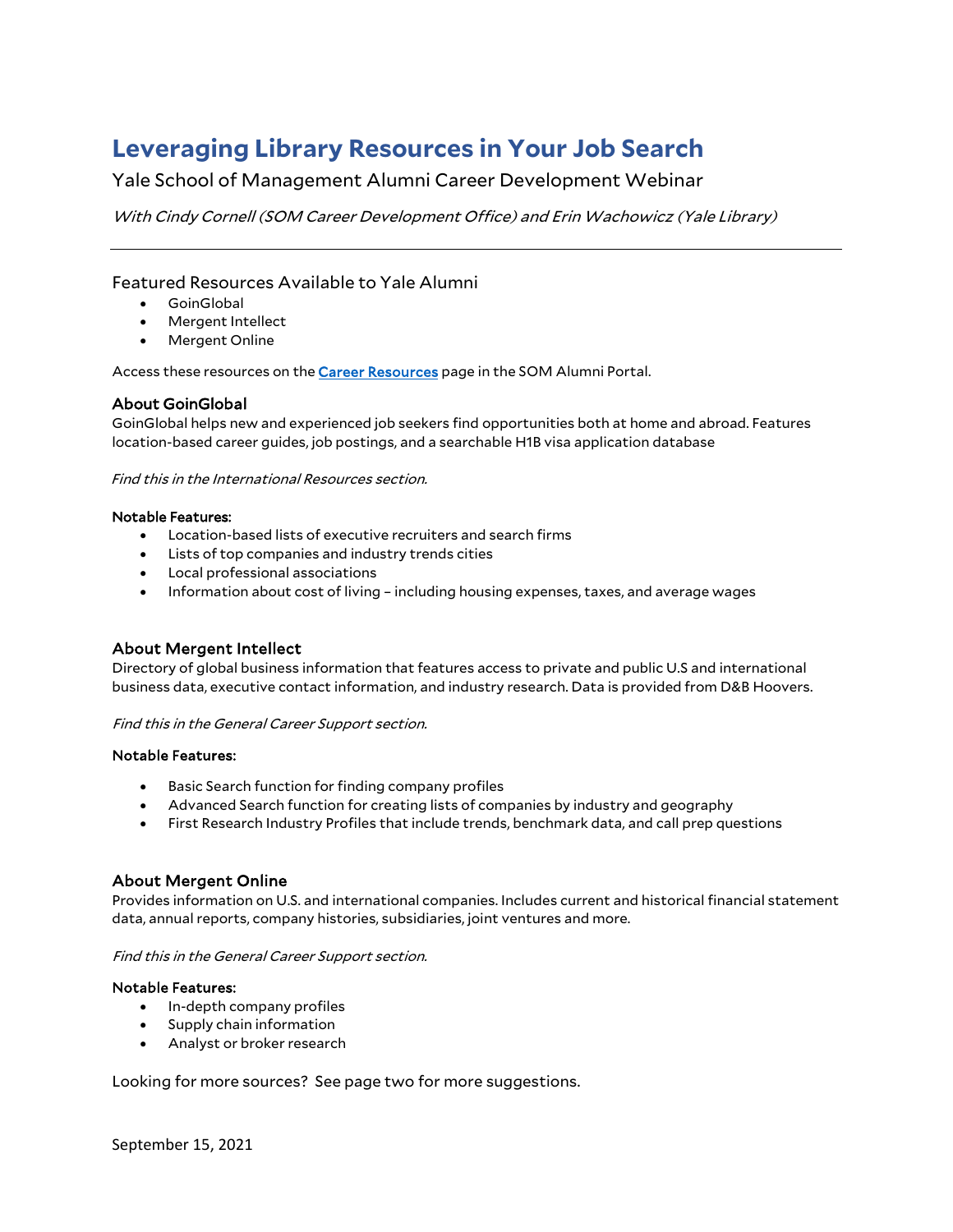# Leveraging Library Resources in Your Job Search

Yale School of Management Alumni Career Development Webinar

*With Cindy Cornell (SOM Career Development Office) and Erin Wachowicz (Yale Library)*

---

## Featured Resources Available to Yale Alumni

- GoinGlobal
- Mergent Intellect
- Mergent Online

Access these resources on the [Career Resources](#) page in the SOM Alumni Portal.

### About GoinGlobal

GoinGlobal helps new and experienced job seekers find opportunities both at home and abroad. Features location-based career guides, job postings, and a searchable H1B visa application database

*Find this in the International Resources section.*

**Notable Features:**

- Location-based lists of executive recruiters and search firms
- Lists of top companies and industry trends cities
- Local professional associations
- Information about cost of living – including housing expenses, taxes, and average wages

### About Mergent Intellect

Directory of global business information that features access to private and public U.S and international business data, executive contact information, and industry research. Data is provided from D&B Hoovers.

*Find this in the General Career Support section.*

**Notable Features:**

- Basic Search function for finding company profiles
- Advanced Search function for creating lists of companies by industry and geography
- First Research Industry Profiles that include trends, benchmark data, and call prep questions

### About Mergent Online

Provides information on U.S. and international companies. Includes current and historical financial statement data, annual reports, company histories, subsidiaries, joint ventures and more.

*Find this in the General Career Support section.*

**Notable Features:**

- In-depth company profiles
- Supply chain information
- Analyst or broker research

Looking for more sources? See page two for more suggestions.

September 15, 2021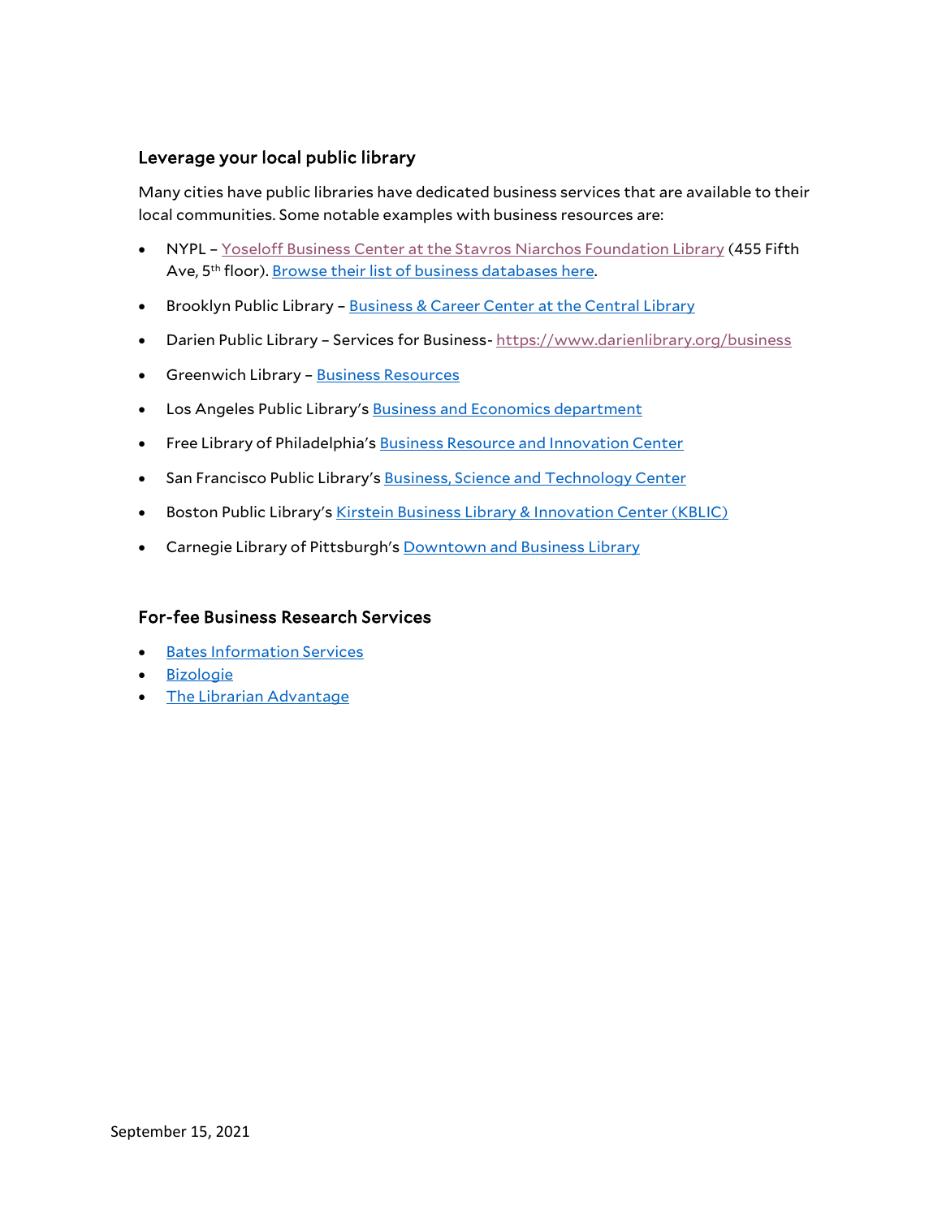## Leverage your local public library

Many cities have public libraries have dedicated business services that are available to their local communities. Some notable examples with business resources are:

- NYPL – Yoseloff Business Center at the Stavros Niarchos Foundation Library (455 Fifth Ave, 5th floor). Browse their list of business databases here.
- Brooklyn Public Library – Business & Career Center at the Central Library
- Darien Public Library – Services for Business- https://www.darienlibrary.org/business
- Greenwich Library – Business Resources
- Los Angeles Public Library's Business and Economics department
- Free Library of Philadelphia's Business Resource and Innovation Center
- San Francisco Public Library's Business, Science and Technology Center
- Boston Public Library's Kirstein Business Library & Innovation Center (KBLIC)
- Carnegie Library of Pittsburgh's Downtown and Business Library

## For-fee Business Research Services

- Bates Information Services
- Bizologie
- The Librarian Advantage

September 15, 2021